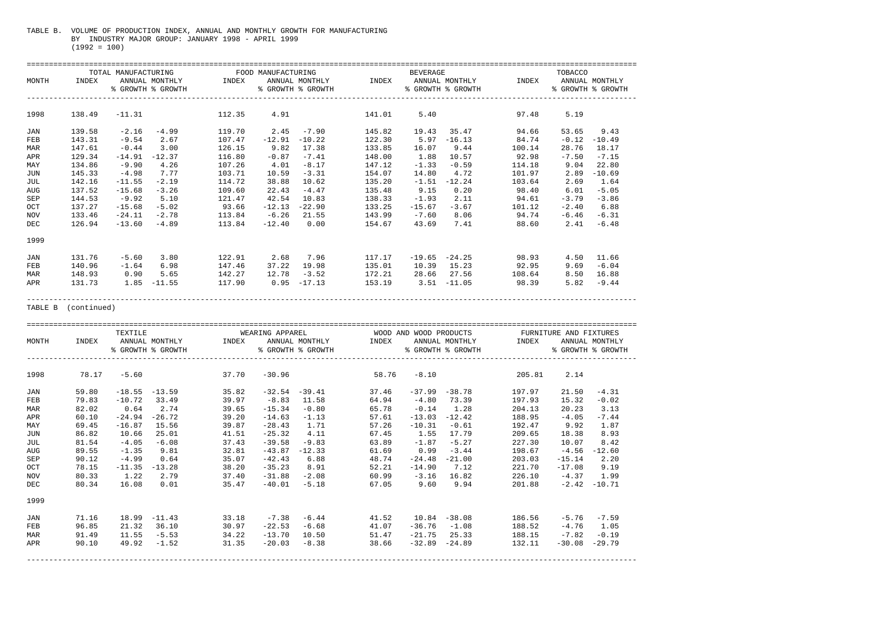TABLE B. VOLUME OF PRODUCTION INDEX, ANNUAL AND MONTHLY GROWTH FOR MANUFACTURING BY INDUSTRY MAJOR GROUP: JANUARY 1998 - APRIL 1999 (1992 = 100)

| MONTH | TOTAL MANUFACTURING | | | FOOD MANUFACTURING | | | BEVERAGE | | | TOBACCO | | |
|---|---|---|---|---|---|---|---|---|---|---|---|---|
| | INDEX | ANNUAL % GROWTH | MONTHLY % GROWTH | INDEX | ANNUAL % GROWTH | MONTHLY % GROWTH | INDEX | ANNUAL % GROWTH | MONTHLY % GROWTH | INDEX | ANNUAL % GROWTH | MONTHLY % GROWTH |
| 1998 | 138.49 | -11.31 | | 112.35 | 4.91 | | 141.01 | 5.40 | | 97.48 | 5.19 | |
| JAN | 139.58 | -2.16 | -4.99 | 119.70 | 2.45 | -7.90 | 145.82 | 19.43 | 35.47 | 94.66 | 53.65 | 9.43 |
| FEB | 143.31 | -9.54 | 2.67 | 107.47 | -12.91 | -10.22 | 122.30 | 5.97 | -16.13 | 84.74 | -0.12 | -10.49 |
| MAR | 147.61 | -0.44 | 3.00 | 126.15 | 9.82 | 17.38 | 133.85 | 16.07 | 9.44 | 100.14 | 28.76 | 18.17 |
| APR | 129.34 | -14.91 | -12.37 | 116.80 | -0.87 | -7.41 | 148.00 | 1.88 | 10.57 | 92.98 | -7.50 | -7.15 |
| MAY | 134.86 | -9.90 | 4.26 | 107.26 | 4.01 | -8.17 | 147.12 | -1.33 | -0.59 | 114.18 | 9.04 | 22.80 |
| JUN | 145.33 | -4.98 | 7.77 | 103.71 | 10.59 | -3.31 | 154.07 | 14.80 | 4.72 | 101.97 | 2.89 | -10.69 |
| JUL | 142.16 | -11.55 | -2.19 | 114.72 | 38.88 | 10.62 | 135.20 | -1.51 | -12.24 | 103.64 | 2.69 | 1.64 |
| AUG | 137.52 | -15.68 | -3.26 | 109.60 | 22.43 | -4.47 | 135.48 | 9.15 | 0.20 | 98.40 | 6.01 | -5.05 |
| SEP | 144.53 | -9.92 | 5.10 | 121.47 | 42.54 | 10.83 | 138.33 | -1.93 | 2.11 | 94.61 | -3.79 | -3.86 |
| OCT | 137.27 | -15.68 | -5.02 | 93.66 | -12.13 | -22.90 | 133.25 | -15.67 | -3.67 | 101.12 | -2.40 | 6.88 |
| NOV | 133.46 | -24.11 | -2.78 | 113.84 | -6.26 | 21.55 | 143.99 | -7.60 | 8.06 | 94.74 | -6.46 | -6.31 |
| DEC | 126.94 | -13.60 | -4.89 | 113.84 | -12.40 | 0.00 | 154.67 | 43.69 | 7.41 | 88.60 | 2.41 | -6.48 |
| 1999 | | | | | | | | | | | | |
| JAN | 131.76 | -5.60 | 3.80 | 122.91 | 2.68 | 7.96 | 117.17 | -19.65 | -24.25 | 98.93 | 4.50 | 11.66 |
| FEB | 140.96 | -1.64 | 6.98 | 147.46 | 37.22 | 19.98 | 135.01 | 10.39 | 15.23 | 92.95 | 9.69 | -6.04 |
| MAR | 148.93 | 0.90 | 5.65 | 142.27 | 12.78 | -3.52 | 172.21 | 28.66 | 27.56 | 108.64 | 8.50 | 16.88 |
| APR | 131.73 | 1.85 | -11.55 | 117.90 | 0.95 | -17.13 | 153.19 | 3.51 | -11.05 | 98.39 | 5.82 | -9.44 |

TABLE B (continued)

| MONTH | TEXTILE | | | WEARING APPAREL | | | WOOD AND WOOD PRODUCTS | | | FURNITURE AND FIXTURES | | |
|---|---|---|---|---|---|---|---|---|---|---|---|---|
| | INDEX | ANNUAL % GROWTH | MONTHLY % GROWTH | INDEX | ANNUAL % GROWTH | MONTHLY % GROWTH | INDEX | ANNUAL % GROWTH | MONTHLY % GROWTH | INDEX | ANNUAL % GROWTH | MONTHLY % GROWTH |
| 1998 | 78.17 | -5.60 | | 37.70 | -30.96 | | 58.76 | -8.10 | | 205.81 | 2.14 | |
| JAN | 59.80 | -18.55 | -13.59 | 35.82 | -32.54 | -39.41 | 37.46 | -37.99 | -38.78 | 197.97 | 21.50 | -4.31 |
| FEB | 79.83 | -10.72 | 33.49 | 39.97 | -8.83 | 11.58 | 64.94 | -4.80 | 73.39 | 197.93 | 15.32 | -0.02 |
| MAR | 82.02 | 0.64 | 2.74 | 39.65 | -15.34 | -0.80 | 65.78 | -0.14 | 1.28 | 204.13 | 20.23 | 3.13 |
| APR | 60.10 | -24.94 | -26.72 | 39.20 | -14.63 | -1.13 | 57.61 | -13.03 | -12.42 | 188.95 | -4.05 | -7.44 |
| MAY | 69.45 | -16.87 | 15.56 | 39.87 | -28.43 | 1.71 | 57.26 | -10.31 | -0.61 | 192.47 | 9.92 | 1.87 |
| JUN | 86.82 | 10.66 | 25.01 | 41.51 | -25.32 | 4.11 | 67.45 | 1.55 | 17.79 | 209.65 | 18.38 | 8.93 |
| JUL | 81.54 | -4.05 | -6.08 | 37.43 | -39.58 | -9.83 | 63.89 | -1.87 | -5.27 | 227.30 | 10.07 | 8.42 |
| AUG | 89.55 | -1.35 | 9.81 | 32.81 | -43.87 | -12.33 | 61.69 | 0.99 | -3.44 | 198.67 | -4.56 | -12.60 |
| SEP | 90.12 | -4.99 | 0.64 | 35.07 | -42.43 | 6.88 | 48.74 | -24.48 | -21.00 | 203.03 | -15.14 | 2.20 |
| OCT | 78.15 | -11.35 | -13.28 | 38.20 | -35.23 | 8.91 | 52.21 | -14.90 | 7.12 | 221.70 | -17.08 | 9.19 |
| NOV | 80.33 | 1.22 | 2.79 | 37.40 | -31.88 | -2.08 | 60.99 | -3.16 | 16.82 | 226.10 | -4.37 | 1.99 |
| DEC | 80.34 | 16.08 | 0.01 | 35.47 | -40.01 | -5.18 | 67.05 | 9.60 | 9.94 | 201.88 | -2.42 | -10.71 |
| 1999 | | | | | | | | | | | | |
| JAN | 71.16 | 18.99 | -11.43 | 33.18 | -7.38 | -6.44 | 41.52 | 10.84 | -38.08 | 186.56 | -5.76 | -7.59 |
| FEB | 96.85 | 21.32 | 36.10 | 30.97 | -22.53 | -6.68 | 41.07 | -36.76 | -1.08 | 188.52 | -4.76 | 1.05 |
| MAR | 91.49 | 11.55 | -5.53 | 34.22 | -13.70 | 10.50 | 51.47 | -21.75 | 25.33 | 188.15 | -7.82 | -0.19 |
| APR | 90.10 | 49.92 | -1.52 | 31.35 | -20.03 | -8.38 | 38.66 | -32.89 | -24.89 | 132.11 | -30.08 | -29.79 |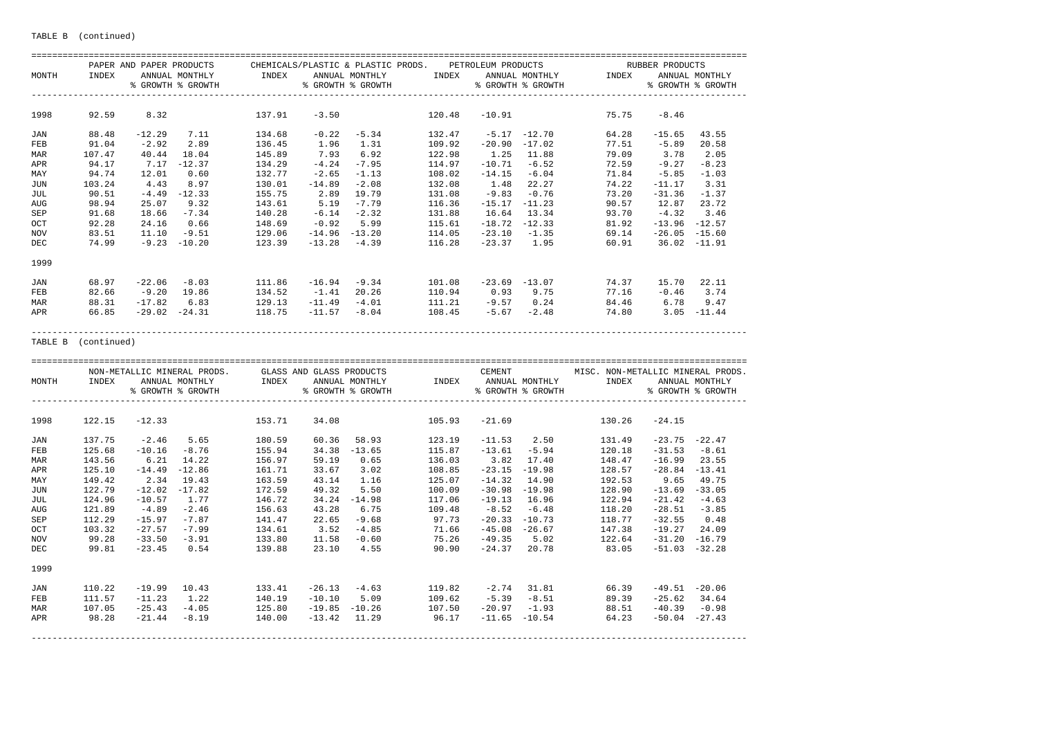TABLE B (continued)

| MONTH | PAPER AND PAPER PRODUCTS | | | CHEMICALS/PLASTIC & PLASTIC PRODS. | | | PETROLEUM PRODUCTS | | | RUBBER PRODUCTS | | |
|---|---|---|---|---|---|---|---|---|---|---|---|---|
| | INDEX | ANNUAL % GROWTH | MONTHLY % GROWTH | INDEX | ANNUAL % GROWTH | MONTHLY % GROWTH | INDEX | ANNUAL % GROWTH | MONTHLY % GROWTH | INDEX | ANNUAL % GROWTH | MONTHLY % GROWTH |
| 1998 | 92.59 | 8.32 | | 137.91 | -3.50 | | 120.48 | -10.91 | | 75.75 | -8.46 | |
| JAN | 88.48 | -12.29 | 7.11 | 134.68 | -0.22 | -5.34 | 132.47 | -5.17 | -12.70 | 64.28 | -15.65 | 43.55 |
| FEB | 91.04 | -2.92 | 2.89 | 136.45 | 1.96 | 1.31 | 109.92 | -20.90 | -17.02 | 77.51 | -5.89 | 20.58 |
| MAR | 107.47 | 40.44 | 18.04 | 145.89 | 7.93 | 6.92 | 122.98 | 1.25 | 11.88 | 79.09 | 3.78 | 2.05 |
| APR | 94.17 | 7.17 | -12.37 | 134.29 | -4.24 | -7.95 | 114.97 | -10.71 | -6.52 | 72.59 | -9.27 | -8.23 |
| MAY | 94.74 | 12.01 | 0.60 | 132.77 | -2.65 | -1.13 | 108.02 | -14.15 | -6.04 | 71.84 | -5.85 | -1.03 |
| JUN | 103.24 | 4.43 | 8.97 | 130.01 | -14.89 | -2.08 | 132.08 | 1.48 | 22.27 | 74.22 | -11.17 | 3.31 |
| JUL | 90.51 | -4.49 | -12.33 | 155.75 | 2.89 | 19.79 | 131.08 | -9.83 | -0.76 | 73.20 | -31.36 | -1.37 |
| AUG | 98.94 | 25.07 | 9.32 | 143.61 | 5.19 | -7.79 | 116.36 | -15.17 | -11.23 | 90.57 | 12.87 | 23.72 |
| SEP | 91.68 | 18.66 | -7.34 | 140.28 | -6.14 | -2.32 | 131.88 | 16.64 | 13.34 | 93.70 | -4.32 | 3.46 |
| OCT | 92.28 | 24.16 | 0.66 | 148.69 | -0.92 | 5.99 | 115.61 | -18.72 | -12.33 | 81.92 | -13.96 | -12.57 |
| NOV | 83.51 | 11.10 | -9.51 | 129.06 | -14.96 | -13.20 | 114.05 | -23.10 | -1.35 | 69.14 | -26.05 | -15.60 |
| DEC | 74.99 | -9.23 | -10.20 | 123.39 | -13.28 | -4.39 | 116.28 | -23.37 | 1.95 | 60.91 | 36.02 | -11.91 |
| 1999 | | | | | | | | | | | | |
| JAN | 68.97 | -22.06 | -8.03 | 111.86 | -16.94 | -9.34 | 101.08 | -23.69 | -13.07 | 74.37 | 15.70 | 22.11 |
| FEB | 82.66 | -9.20 | 19.86 | 134.52 | -1.41 | 20.26 | 110.94 | 0.93 | 9.75 | 77.16 | -0.46 | 3.74 |
| MAR | 88.31 | -17.82 | 6.83 | 129.13 | -11.49 | -4.01 | 111.21 | -9.57 | 0.24 | 84.46 | 6.78 | 9.47 |
| APR | 66.85 | -29.02 | -24.31 | 118.75 | -11.57 | -8.04 | 108.45 | -5.67 | -2.48 | 74.80 | 3.05 | -11.44 |

TABLE B (continued)

| MONTH | NON-METALLIC MINERAL PRODS. | | | GLASS AND GLASS PRODUCTS | | | CEMENT | | | MISC. NON-METALLIC MINERAL PRODS. | | |
|---|---|---|---|---|---|---|---|---|---|---|---|---|
| | INDEX | ANNUAL % GROWTH | MONTHLY % GROWTH | INDEX | ANNUAL % GROWTH | MONTHLY % GROWTH | INDEX | ANNUAL % GROWTH | MONTHLY % GROWTH | INDEX | ANNUAL % GROWTH | MONTHLY % GROWTH |
| 1998 | 122.15 | -12.33 | | 153.71 | 34.08 | | 105.93 | -21.69 | | 130.26 | -24.15 | |
| JAN | 137.75 | -2.46 | 5.65 | 180.59 | 60.36 | 58.93 | 123.19 | -11.53 | 2.50 | 131.49 | -23.75 | -22.47 |
| FEB | 125.68 | -10.16 | -8.76 | 155.94 | 34.38 | -13.65 | 115.87 | -13.61 | -5.94 | 120.18 | -31.53 | -8.61 |
| MAR | 143.56 | 6.21 | 14.22 | 156.97 | 59.19 | 0.65 | 136.03 | 3.82 | 17.40 | 148.47 | -16.99 | 23.55 |
| APR | 125.10 | -14.49 | -12.86 | 161.71 | 33.67 | 3.02 | 108.85 | -23.15 | -19.98 | 128.57 | -28.84 | -13.41 |
| MAY | 149.42 | 2.34 | 19.43 | 163.59 | 43.14 | 1.16 | 125.07 | -14.32 | 14.90 | 192.53 | 9.65 | 49.75 |
| JUN | 122.79 | -12.02 | -17.82 | 172.59 | 49.32 | 5.50 | 100.09 | -30.98 | -19.98 | 128.90 | -13.69 | -33.05 |
| JUL | 124.96 | -10.57 | 1.77 | 146.72 | 34.24 | -14.98 | 117.06 | -19.13 | 16.96 | 122.94 | -21.42 | -4.63 |
| AUG | 121.89 | -4.89 | -2.46 | 156.63 | 43.28 | 6.75 | 109.48 | -8.52 | -6.48 | 118.20 | -28.51 | -3.85 |
| SEP | 112.29 | -15.97 | -7.87 | 141.47 | 22.65 | -9.68 | 97.73 | -20.33 | -10.73 | 118.77 | -32.55 | 0.48 |
| OCT | 103.32 | -27.57 | -7.99 | 134.61 | 3.52 | -4.85 | 71.66 | -45.08 | -26.67 | 147.38 | -19.27 | 24.09 |
| NOV | 99.28 | -33.50 | -3.91 | 133.80 | 11.58 | -0.60 | 75.26 | -49.35 | 5.02 | 122.64 | -31.20 | -16.79 |
| DEC | 99.81 | -23.45 | 0.54 | 139.88 | 23.10 | 4.55 | 90.90 | -24.37 | 20.78 | 83.05 | -51.03 | -32.28 |
| 1999 | | | | | | | | | | | | |
| JAN | 110.22 | -19.99 | 10.43 | 133.41 | -26.13 | -4.63 | 119.82 | -2.74 | 31.81 | 66.39 | -49.51 | -20.06 |
| FEB | 111.57 | -11.23 | 1.22 | 140.19 | -10.10 | 5.09 | 109.62 | -5.39 | -8.51 | 89.39 | -25.62 | 34.64 |
| MAR | 107.05 | -25.43 | -4.05 | 125.80 | -19.85 | -10.26 | 107.50 | -20.97 | -1.93 | 88.51 | -40.39 | -0.98 |
| APR | 98.28 | -21.44 | -8.19 | 140.00 | -13.42 | 11.29 | 96.17 | -11.65 | -10.54 | 64.23 | -50.04 | -27.43 |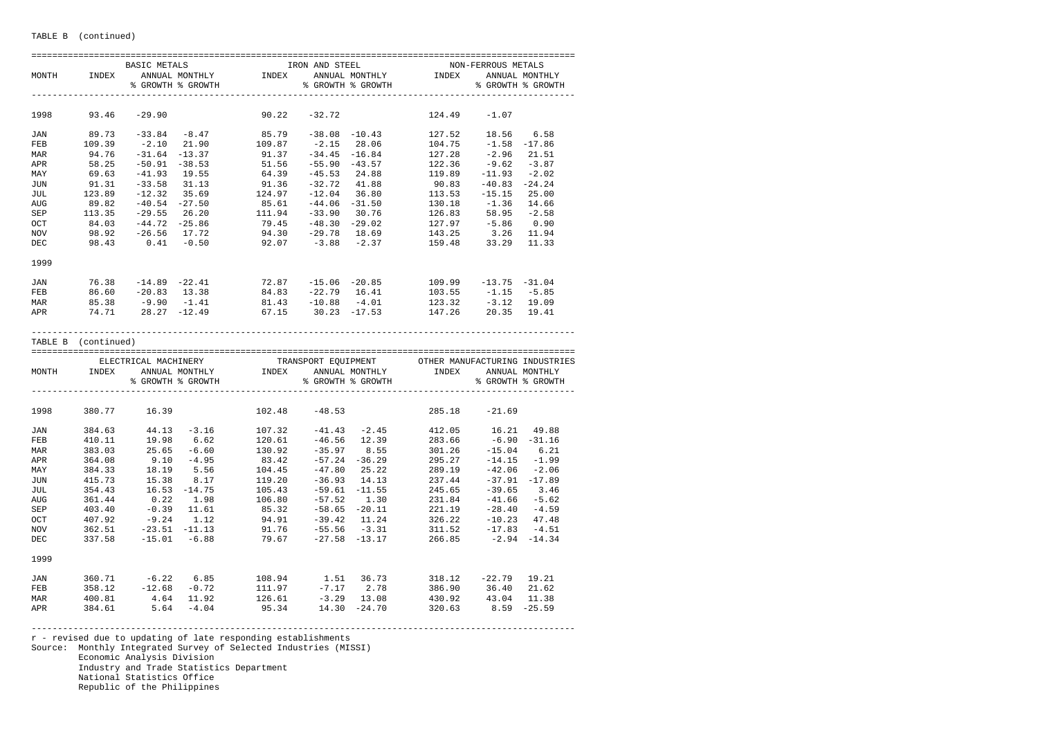TABLE B (continued)

| MONTH | BASIC METALS INDEX | BASIC METALS ANNUAL % GROWTH | BASIC METALS MONTHLY % GROWTH | IRON AND STEEL INDEX | IRON AND STEEL ANNUAL % GROWTH | IRON AND STEEL MONTHLY % GROWTH | NON-FERROUS METALS INDEX | NON-FERROUS METALS ANNUAL % GROWTH | NON-FERROUS METALS MONTHLY % GROWTH |
|---|---|---|---|---|---|---|---|---|---|
| 1998 | 93.46 | -29.90 | | 90.22 | -32.72 | | 124.49 | -1.07 | |
| JAN | 89.73 | -33.84 | -8.47 | 85.79 | -38.08 | -10.43 | 127.52 | 18.56 | 6.58 |
| FEB | 109.39 | -2.10 | 21.90 | 109.87 | -2.15 | 28.06 | 104.75 | -1.58 | -17.86 |
| MAR | 94.76 | -31.64 | -13.37 | 91.37 | -34.45 | -16.84 | 127.28 | -2.96 | 21.51 |
| APR | 58.25 | -50.91 | -38.53 | 51.56 | -55.90 | -43.57 | 122.36 | -9.62 | -3.87 |
| MAY | 69.63 | -41.93 | 19.55 | 64.39 | -45.53 | 24.88 | 119.89 | -11.93 | -2.02 |
| JUN | 91.31 | -33.58 | 31.13 | 91.36 | -32.72 | 41.88 | 90.83 | -40.83 | -24.24 |
| JUL | 123.89 | -12.32 | 35.69 | 124.97 | -12.04 | 36.80 | 113.53 | -15.15 | 25.00 |
| AUG | 89.82 | -40.54 | -27.50 | 85.61 | -44.06 | -31.50 | 130.18 | -1.36 | 14.66 |
| SEP | 113.35 | -29.55 | 26.20 | 111.94 | -33.90 | 30.76 | 126.83 | 58.95 | -2.58 |
| OCT | 84.03 | -44.72 | -25.86 | 79.45 | -48.30 | -29.02 | 127.97 | -5.86 | 0.90 |
| NOV | 98.92 | -26.56 | 17.72 | 94.30 | -29.78 | 18.69 | 143.25 | 3.26 | 11.94 |
| DEC | 98.43 | 0.41 | -0.50 | 92.07 | -3.88 | -2.37 | 159.48 | 33.29 | 11.33 |
| 1999 | | | | | | | | | |
| JAN | 76.38 | -14.89 | -22.41 | 72.87 | -15.06 | -20.85 | 109.99 | -13.75 | -31.04 |
| FEB | 86.60 | -20.83 | 13.38 | 84.83 | -22.79 | 16.41 | 103.55 | -1.15 | -5.85 |
| MAR | 85.38 | -9.90 | -1.41 | 81.43 | -10.88 | -4.01 | 123.32 | -3.12 | 19.09 |
| APR | 74.71 | 28.27 | -12.49 | 67.15 | 30.23 | -17.53 | 147.26 | 20.35 | 19.41 |

TABLE B (continued)

| MONTH | ELECTRICAL MACHINERY INDEX | ELECTRICAL MACHINERY ANNUAL % GROWTH | ELECTRICAL MACHINERY MONTHLY % GROWTH | TRANSPORT EQUIPMENT INDEX | TRANSPORT EQUIPMENT ANNUAL % GROWTH | TRANSPORT EQUIPMENT MONTHLY % GROWTH | OTHER MANUFACTURING INDUSTRIES INDEX | OTHER MANUFACTURING INDUSTRIES ANNUAL % GROWTH | OTHER MANUFACTURING INDUSTRIES MONTHLY % GROWTH |
|---|---|---|---|---|---|---|---|---|---|
| 1998 | 380.77 | 16.39 | | 102.48 | -48.53 | | 285.18 | -21.69 | |
| JAN | 384.63 | 44.13 | -3.16 | 107.32 | -41.43 | -2.45 | 412.05 | 16.21 | 49.88 |
| FEB | 410.11 | 19.98 | 6.62 | 120.61 | -46.56 | 12.39 | 283.66 | -6.90 | -31.16 |
| MAR | 383.03 | 25.65 | -6.60 | 130.92 | -35.97 | 8.55 | 301.26 | -15.04 | 6.21 |
| APR | 364.08 | 9.10 | -4.95 | 83.42 | -57.24 | -36.29 | 295.27 | -14.15 | -1.99 |
| MAY | 384.33 | 18.19 | 5.56 | 104.45 | -47.80 | 25.22 | 289.19 | -42.06 | -2.06 |
| JUN | 415.73 | 15.38 | 8.17 | 119.20 | -36.93 | 14.13 | 237.44 | -37.91 | -17.89 |
| JUL | 354.43 | 16.53 | -14.75 | 105.43 | -59.61 | -11.55 | 245.65 | -39.65 | 3.46 |
| AUG | 361.44 | 0.22 | 1.98 | 106.80 | -57.52 | 1.30 | 231.84 | -41.66 | -5.62 |
| SEP | 403.40 | -0.39 | 11.61 | 85.32 | -58.65 | -20.11 | 221.19 | -28.40 | -4.59 |
| OCT | 407.92 | -9.24 | 1.12 | 94.91 | -39.42 | 11.24 | 326.22 | -10.23 | 47.48 |
| NOV | 362.51 | -23.51 | -11.13 | 91.76 | -55.56 | -3.31 | 311.52 | -17.83 | -4.51 |
| DEC | 337.58 | -15.01 | -6.88 | 79.67 | -27.58 | -13.17 | 266.85 | -2.94 | -14.34 |
| 1999 | | | | | | | | | |
| JAN | 360.71 | -6.22 | 6.85 | 108.94 | 1.51 | 36.73 | 318.12 | -22.79 | 19.21 |
| FEB | 358.12 | -12.68 | -0.72 | 111.97 | -7.17 | 2.78 | 386.90 | 36.40 | 21.62 |
| MAR | 400.81 | 4.64 | 11.92 | 126.61 | -3.29 | 13.08 | 430.92 | 43.04 | 11.38 |
| APR | 384.61 | 5.64 | -4.04 | 95.34 | 14.30 | -24.70 | 320.63 | 8.59 | -25.59 |

r - revised due to updating of late responding establishments

Source: Monthly Integrated Survey of Selected Industries (MISSI)
Economic Analysis Division
Industry and Trade Statistics Department
National Statistics Office
Republic of the Philippines